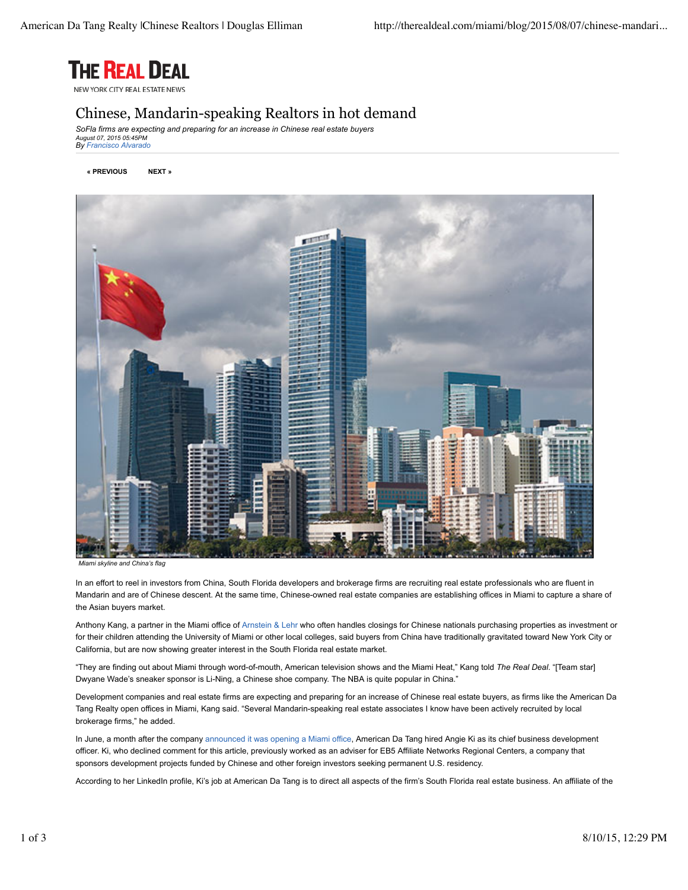# THE REAL DEAL

NEW YORK CITY REAL ESTATE NEWS

## Chinese, Mandarin-speaking Realtors in hot demand

*SoFla firms are expecting and preparing for an increase in Chinese real estate buyers*
*August 07, 2015 05:45PM*
*By Francisco Alvarado*

**« PREVIOUS** **NEXT »**

*Miami skyline and China's flag*

In an effort to reel in investors from China, South Florida developers and brokerage firms are recruiting real estate professionals who are fluent in Mandarin and are of Chinese descent. At the same time, Chinese-owned real estate companies are establishing offices in Miami to capture a share of the Asian buyers market.

Anthony Kang, a partner in the Miami office of Arnstein & Lehr who often handles closings for Chinese nationals purchasing properties as investment or for their children attending the University of Miami or other local colleges, said buyers from China have traditionally gravitated toward New York City or California, but are now showing greater interest in the South Florida real estate market.

"They are finding out about Miami through word-of-mouth, American television shows and the Miami Heat," Kang told *The Real Deal*. "[Team star] Dwyane Wade's sneaker sponsor is Li-Ning, a Chinese shoe company. The NBA is quite popular in China."

Development companies and real estate firms are expecting and preparing for an increase of Chinese real estate buyers, as firms like the American Da Tang Realty open offices in Miami, Kang said. "Several Mandarin-speaking real estate associates I know have been actively recruited by local brokerage firms," he added.

In June, a month after the company announced it was opening a Miami office, American Da Tang hired Angie Ki as its chief business development officer. Ki, who declined comment for this article, previously worked as an adviser for EB5 Affiliate Networks Regional Centers, a company that sponsors development projects funded by Chinese and other foreign investors seeking permanent U.S. residency.

According to her LinkedIn profile, Ki's job at American Da Tang is to direct all aspects of the firm's South Florida real estate business. An affiliate of the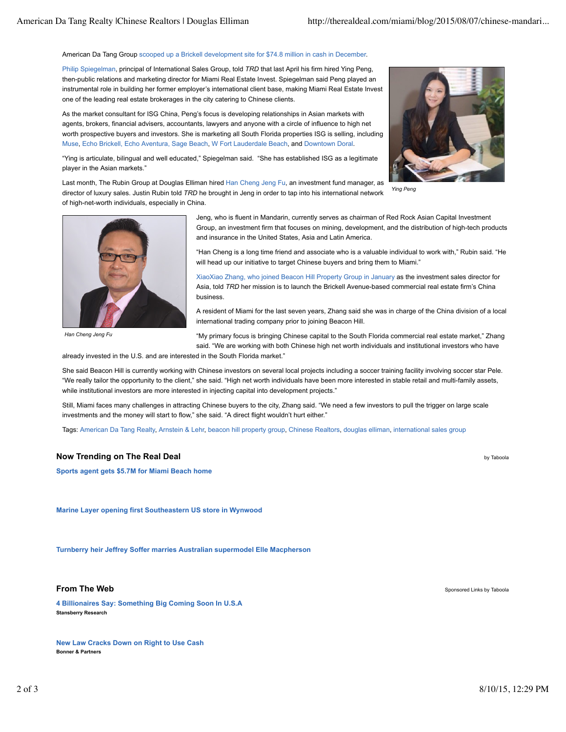American Da Tang Group scooped up a Brickell development site for $74.8 million in cash in December.

Philip Spiegelman, principal of International Sales Group, told *TRD* that last April his firm hired Ying Peng, then-public relations and marketing director for Miami Real Estate Invest. Spiegelman said Peng played an instrumental role in building her former employer's international client base, making Miami Real Estate Invest one of the leading real estate brokerages in the city catering to Chinese clients.

As the market consultant for ISG China, Peng's focus is developing relationships in Asian markets with agents, brokers, financial advisers, accountants, lawyers and anyone with a circle of influence to high net worth prospective buyers and investors. She is marketing all South Florida properties ISG is selling, including Muse, Echo Brickell, Echo Aventura, Sage Beach, W Fort Lauderdale Beach, and Downtown Doral.

"Ying is articulate, bilingual and well educated," Spiegelman said. "She has established ISG as a legitimate player in the Asian markets."

*Ying Peng*

Last month, The Rubin Group at Douglas Elliman hired Han Cheng Jeng Fu, an investment fund manager, as director of luxury sales. Justin Rubin told *TRD* he brought in Jeng in order to tap into his international network of high-net-worth individuals, especially in China.

*Han Cheng Jeng Fu*

Jeng, who is fluent in Mandarin, currently serves as chairman of Red Rock Asian Capital Investment Group, an investment firm that focuses on mining, development, and the distribution of high-tech products and insurance in the United States, Asia and Latin America.

"Han Cheng is a long time friend and associate who is a valuable individual to work with," Rubin said. "He will head up our initiative to target Chinese buyers and bring them to Miami."

XiaoXiao Zhang, who joined Beacon Hill Property Group in January as the investment sales director for Asia, told *TRD* her mission is to launch the Brickell Avenue-based commercial real estate firm's China business.

A resident of Miami for the last seven years, Zhang said she was in charge of the China division of a local international trading company prior to joining Beacon Hill.

"My primary focus is bringing Chinese capital to the South Florida commercial real estate market," Zhang said. "We are working with both Chinese high net worth individuals and institutional investors who have already invested in the U.S. and are interested in the South Florida market."

She said Beacon Hill is currently working with Chinese investors on several local projects including a soccer training facility involving soccer star Pele. "We really tailor the opportunity to the client," she said. "High net worth individuals have been more interested in stable retail and multi-family assets, while institutional investors are more interested in injecting capital into development projects."

Still, Miami faces many challenges in attracting Chinese buyers to the city, Zhang said. "We need a few investors to pull the trigger on large scale investments and the money will start to flow," she said. "A direct flight wouldn't hurt either."

Tags: American Da Tang Realty, Arnstein & Lehr, beacon hill property group, Chinese Realtors, douglas elliman, international sales group

### Now Trending on The Real Deal

by Taboola

**Sports agent gets $5.7M for Miami Beach home**

**Marine Layer opening first Southeastern US store in Wynwood**

**Turnberry heir Jeffrey Soffer marries Australian supermodel Elle Macpherson**

### From The Web

Sponsored Links by Taboola

**4 Billionaires Say: Something Big Coming Soon In U.S.A**
**Stansberry Research**

**New Law Cracks Down on Right to Use Cash**
**Bonner & Partners**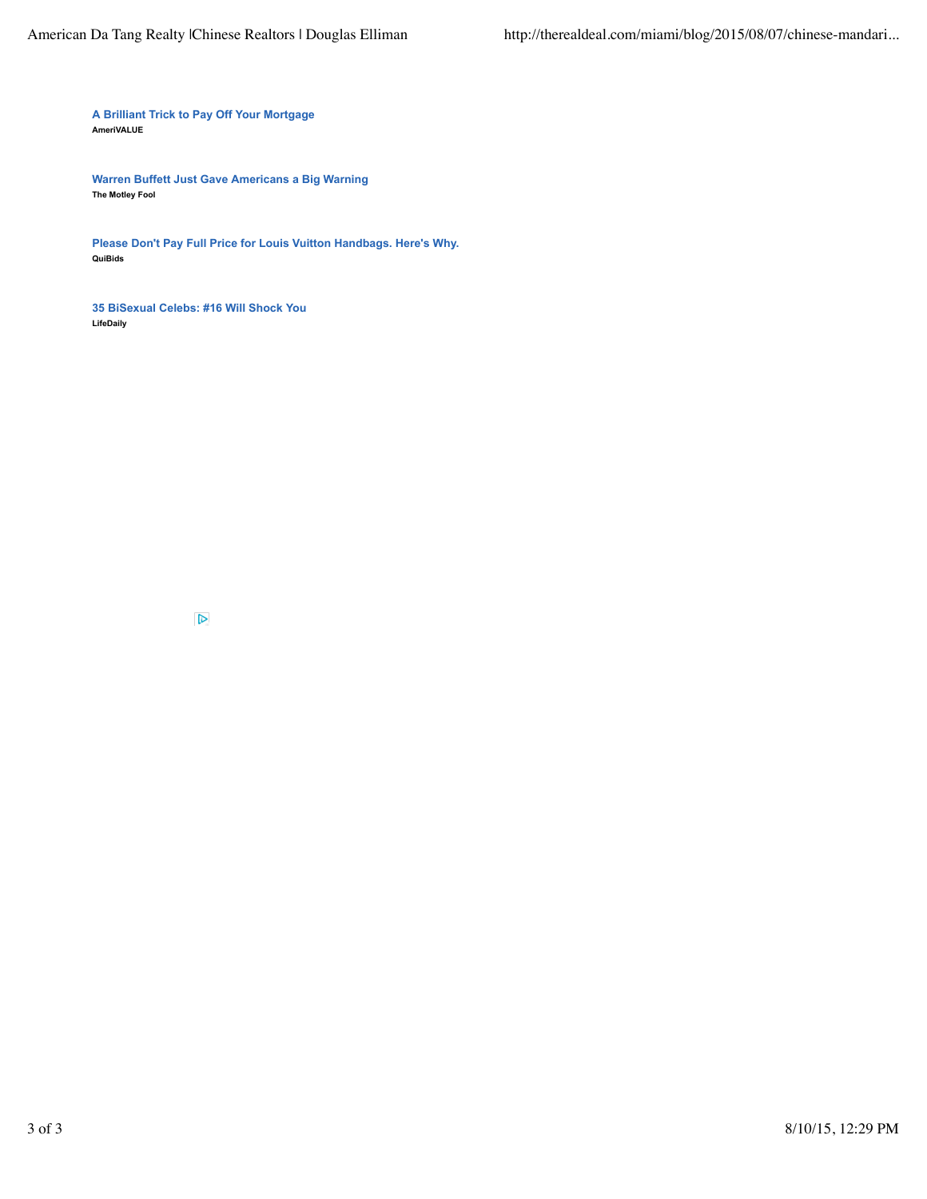**A Brilliant Trick to Pay Off Your Mortgage**
AmeriVALUE

**Warren Buffett Just Gave Americans a Big Warning**
The Motley Fool

**Please Don't Pay Full Price for Louis Vuitton Handbags. Here's Why.**
QuiBids

**35 BiSexual Celebs: #16 Will Shock You**
LifeDaily